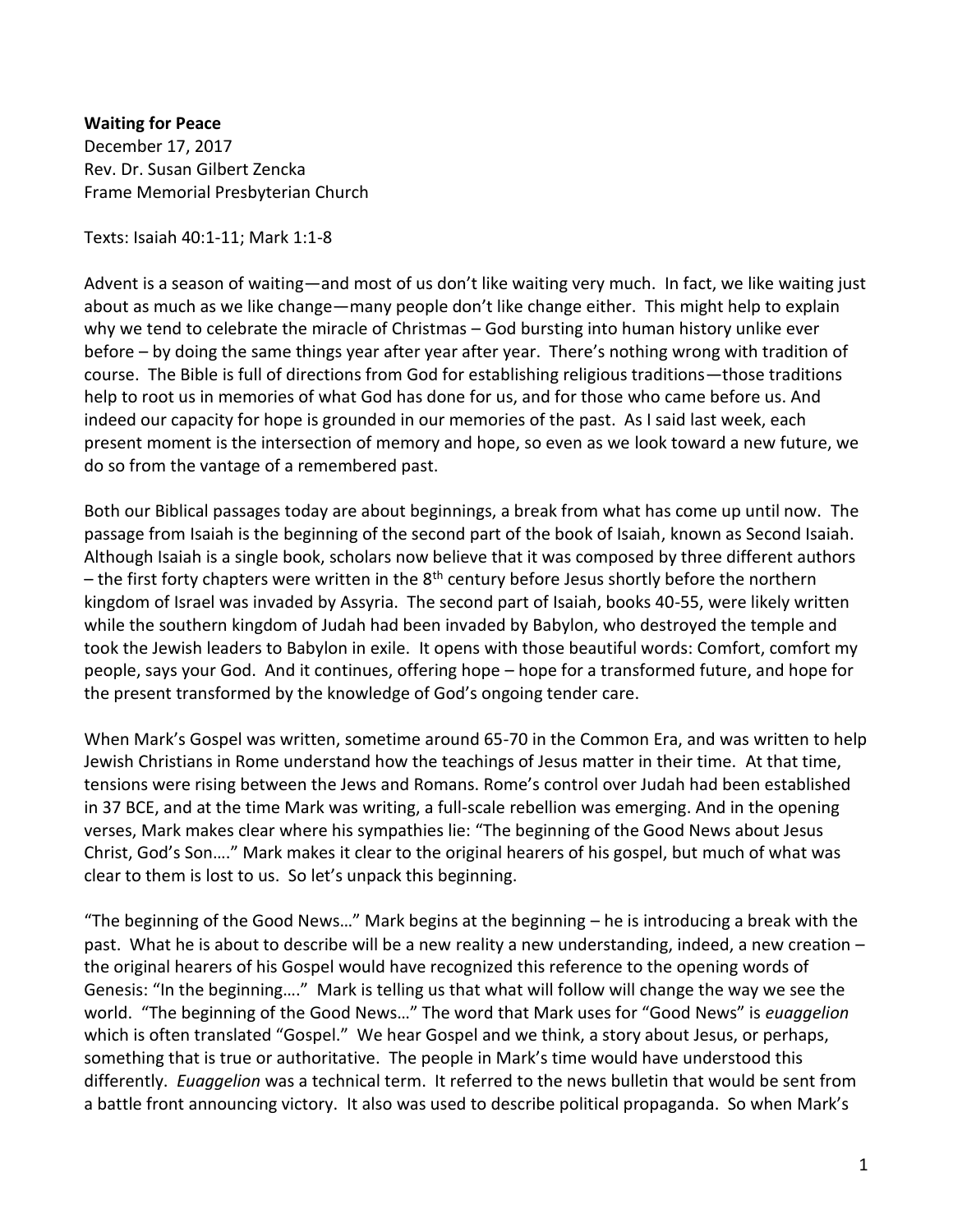**Waiting for Peace**

December 17, 2017
Rev. Dr. Susan Gilbert Zencka
Frame Memorial Presbyterian Church

Texts: Isaiah 40:1-11; Mark 1:1-8

Advent is a season of waiting—and most of us don't like waiting very much. In fact, we like waiting just about as much as we like change—many people don't like change either. This might help to explain why we tend to celebrate the miracle of Christmas – God bursting into human history unlike ever before – by doing the same things year after year after year. There's nothing wrong with tradition of course. The Bible is full of directions from God for establishing religious traditions—those traditions help to root us in memories of what God has done for us, and for those who came before us. And indeed our capacity for hope is grounded in our memories of the past. As I said last week, each present moment is the intersection of memory and hope, so even as we look toward a new future, we do so from the vantage of a remembered past.

Both our Biblical passages today are about beginnings, a break from what has come up until now. The passage from Isaiah is the beginning of the second part of the book of Isaiah, known as Second Isaiah. Although Isaiah is a single book, scholars now believe that it was composed by three different authors – the first forty chapters were written in the 8th century before Jesus shortly before the northern kingdom of Israel was invaded by Assyria. The second part of Isaiah, books 40-55, were likely written while the southern kingdom of Judah had been invaded by Babylon, who destroyed the temple and took the Jewish leaders to Babylon in exile. It opens with those beautiful words: Comfort, comfort my people, says your God. And it continues, offering hope – hope for a transformed future, and hope for the present transformed by the knowledge of God's ongoing tender care.

When Mark's Gospel was written, sometime around 65-70 in the Common Era, and was written to help Jewish Christians in Rome understand how the teachings of Jesus matter in their time. At that time, tensions were rising between the Jews and Romans. Rome's control over Judah had been established in 37 BCE, and at the time Mark was writing, a full-scale rebellion was emerging. And in the opening verses, Mark makes clear where his sympathies lie: "The beginning of the Good News about Jesus Christ, God's Son…." Mark makes it clear to the original hearers of his gospel, but much of what was clear to them is lost to us. So let's unpack this beginning.

"The beginning of the Good News…" Mark begins at the beginning – he is introducing a break with the past. What he is about to describe will be a new reality a new understanding, indeed, a new creation – the original hearers of his Gospel would have recognized this reference to the opening words of Genesis: "In the beginning…." Mark is telling us that what will follow will change the way we see the world. "The beginning of the Good News…" The word that Mark uses for "Good News" is *euaggelion* which is often translated "Gospel." We hear Gospel and we think, a story about Jesus, or perhaps, something that is true or authoritative. The people in Mark's time would have understood this differently. *Euaggelion* was a technical term. It referred to the news bulletin that would be sent from a battle front announcing victory. It also was used to describe political propaganda. So when Mark's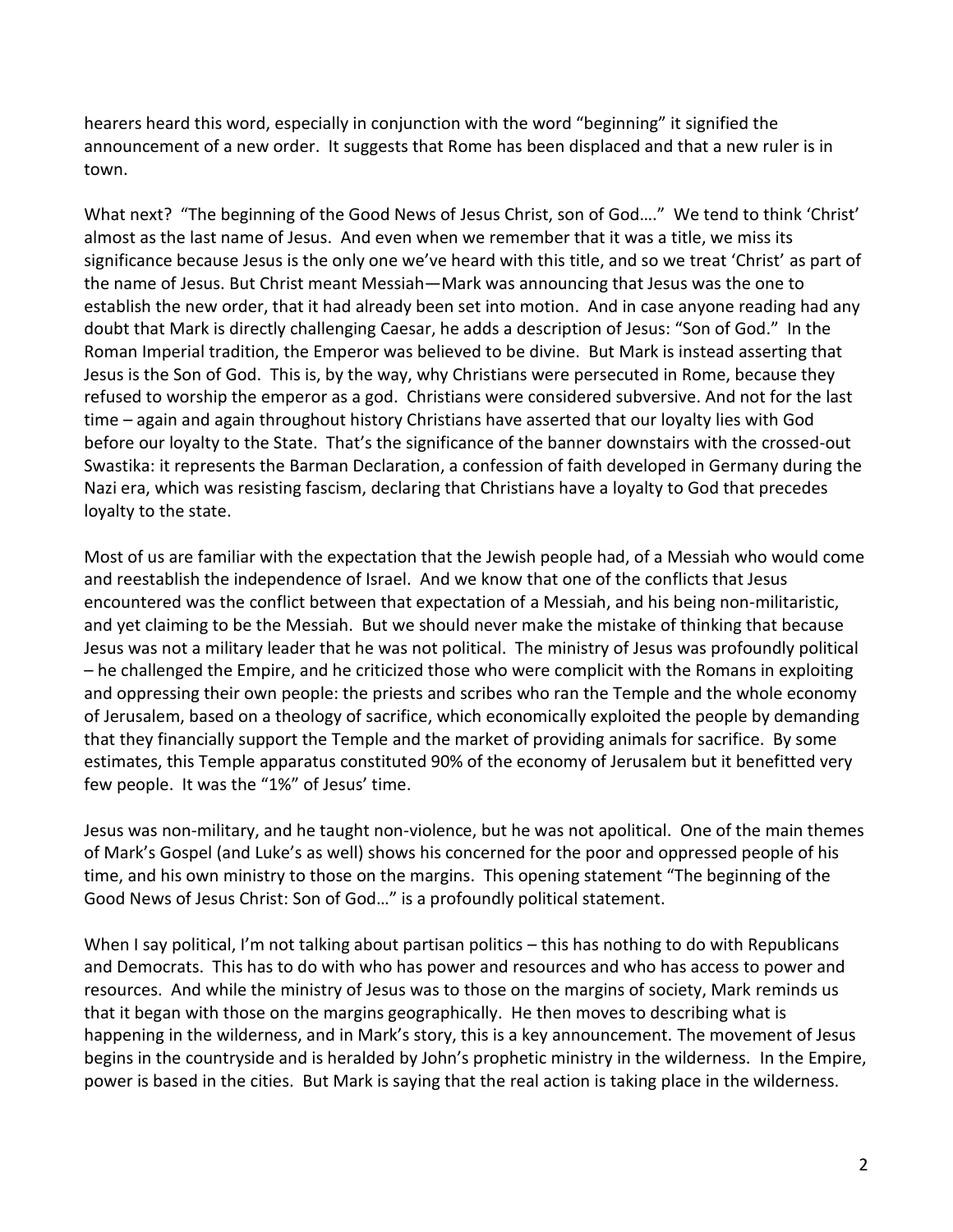hearers heard this word, especially in conjunction with the word "beginning" it signified the announcement of a new order. It suggests that Rome has been displaced and that a new ruler is in town.

What next? "The beginning of the Good News of Jesus Christ, son of God…." We tend to think 'Christ' almost as the last name of Jesus. And even when we remember that it was a title, we miss its significance because Jesus is the only one we've heard with this title, and so we treat 'Christ' as part of the name of Jesus. But Christ meant Messiah—Mark was announcing that Jesus was the one to establish the new order, that it had already been set into motion. And in case anyone reading had any doubt that Mark is directly challenging Caesar, he adds a description of Jesus: "Son of God." In the Roman Imperial tradition, the Emperor was believed to be divine. But Mark is instead asserting that Jesus is the Son of God. This is, by the way, why Christians were persecuted in Rome, because they refused to worship the emperor as a god. Christians were considered subversive. And not for the last time – again and again throughout history Christians have asserted that our loyalty lies with God before our loyalty to the State. That's the significance of the banner downstairs with the crossed-out Swastika: it represents the Barman Declaration, a confession of faith developed in Germany during the Nazi era, which was resisting fascism, declaring that Christians have a loyalty to God that precedes loyalty to the state.

Most of us are familiar with the expectation that the Jewish people had, of a Messiah who would come and reestablish the independence of Israel. And we know that one of the conflicts that Jesus encountered was the conflict between that expectation of a Messiah, and his being non-militaristic, and yet claiming to be the Messiah. But we should never make the mistake of thinking that because Jesus was not a military leader that he was not political. The ministry of Jesus was profoundly political – he challenged the Empire, and he criticized those who were complicit with the Romans in exploiting and oppressing their own people: the priests and scribes who ran the Temple and the whole economy of Jerusalem, based on a theology of sacrifice, which economically exploited the people by demanding that they financially support the Temple and the market of providing animals for sacrifice. By some estimates, this Temple apparatus constituted 90% of the economy of Jerusalem but it benefitted very few people. It was the "1%" of Jesus' time.

Jesus was non-military, and he taught non-violence, but he was not apolitical. One of the main themes of Mark's Gospel (and Luke's as well) shows his concerned for the poor and oppressed people of his time, and his own ministry to those on the margins. This opening statement "The beginning of the Good News of Jesus Christ: Son of God…" is a profoundly political statement.

When I say political, I'm not talking about partisan politics – this has nothing to do with Republicans and Democrats. This has to do with who has power and resources and who has access to power and resources. And while the ministry of Jesus was to those on the margins of society, Mark reminds us that it began with those on the margins geographically. He then moves to describing what is happening in the wilderness, and in Mark's story, this is a key announcement. The movement of Jesus begins in the countryside and is heralded by John's prophetic ministry in the wilderness. In the Empire, power is based in the cities. But Mark is saying that the real action is taking place in the wilderness.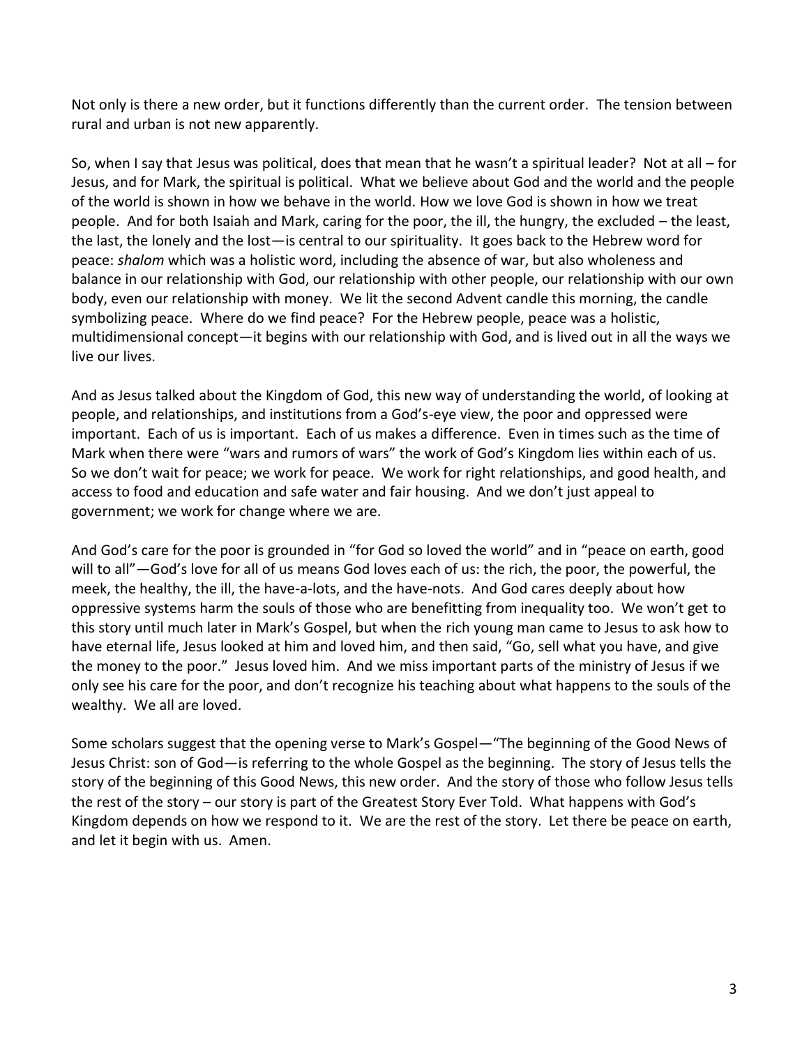Not only is there a new order, but it functions differently than the current order. The tension between rural and urban is not new apparently.

So, when I say that Jesus was political, does that mean that he wasn't a spiritual leader? Not at all – for Jesus, and for Mark, the spiritual is political. What we believe about God and the world and the people of the world is shown in how we behave in the world. How we love God is shown in how we treat people. And for both Isaiah and Mark, caring for the poor, the ill, the hungry, the excluded – the least, the last, the lonely and the lost—is central to our spirituality. It goes back to the Hebrew word for peace: *shalom* which was a holistic word, including the absence of war, but also wholeness and balance in our relationship with God, our relationship with other people, our relationship with our own body, even our relationship with money. We lit the second Advent candle this morning, the candle symbolizing peace. Where do we find peace? For the Hebrew people, peace was a holistic, multidimensional concept—it begins with our relationship with God, and is lived out in all the ways we live our lives.

And as Jesus talked about the Kingdom of God, this new way of understanding the world, of looking at people, and relationships, and institutions from a God's-eye view, the poor and oppressed were important. Each of us is important. Each of us makes a difference. Even in times such as the time of Mark when there were "wars and rumors of wars" the work of God's Kingdom lies within each of us. So we don't wait for peace; we work for peace. We work for right relationships, and good health, and access to food and education and safe water and fair housing. And we don't just appeal to government; we work for change where we are.

And God's care for the poor is grounded in "for God so loved the world" and in "peace on earth, good will to all"—God's love for all of us means God loves each of us: the rich, the poor, the powerful, the meek, the healthy, the ill, the have-a-lots, and the have-nots. And God cares deeply about how oppressive systems harm the souls of those who are benefitting from inequality too. We won't get to this story until much later in Mark's Gospel, but when the rich young man came to Jesus to ask how to have eternal life, Jesus looked at him and loved him, and then said, "Go, sell what you have, and give the money to the poor." Jesus loved him. And we miss important parts of the ministry of Jesus if we only see his care for the poor, and don't recognize his teaching about what happens to the souls of the wealthy. We all are loved.

Some scholars suggest that the opening verse to Mark's Gospel—"The beginning of the Good News of Jesus Christ: son of God—is referring to the whole Gospel as the beginning. The story of Jesus tells the story of the beginning of this Good News, this new order. And the story of those who follow Jesus tells the rest of the story – our story is part of the Greatest Story Ever Told. What happens with God's Kingdom depends on how we respond to it. We are the rest of the story. Let there be peace on earth, and let it begin with us. Amen.